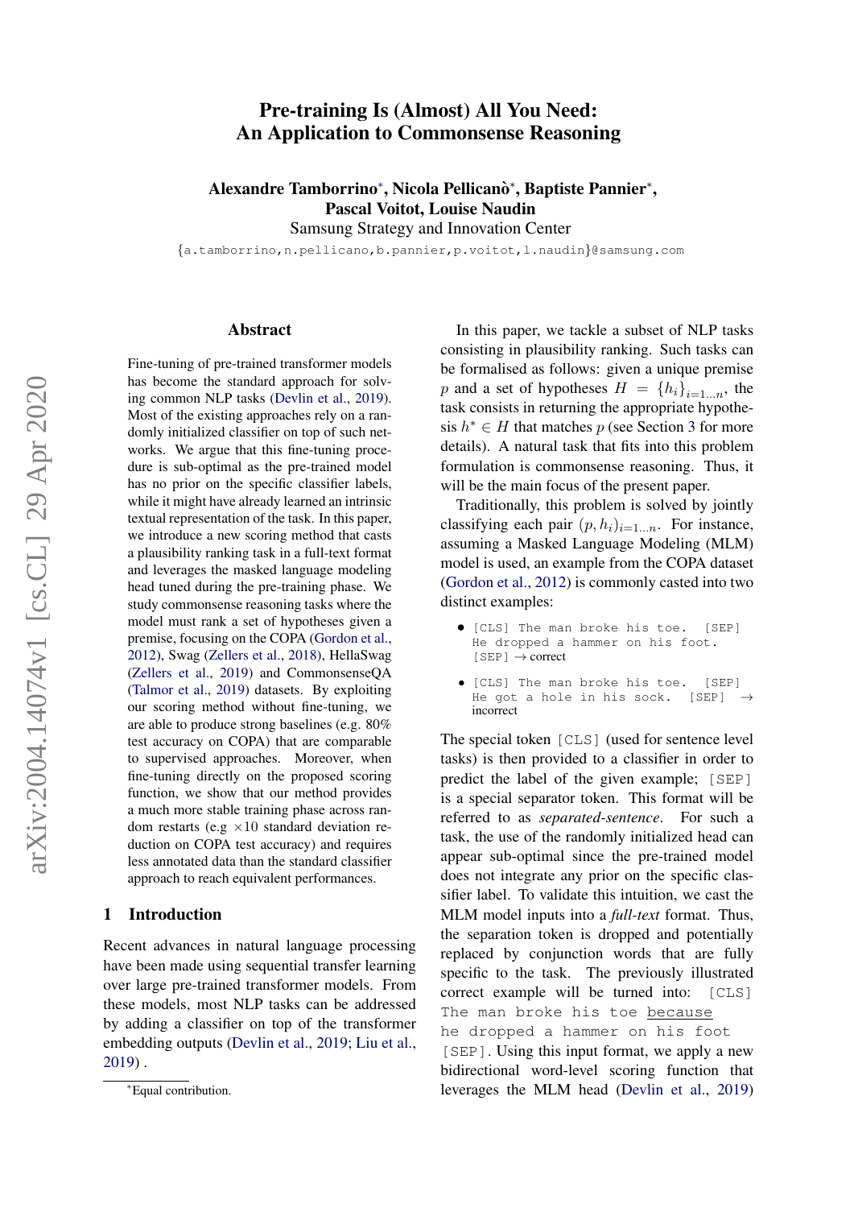# Pre-training Is (Almost) All You Need: An Application to Commonsense Reasoning

**Alexandre Tamborrino***, **Nicola Pellicanò***, **Baptiste Pannier***, **Pascal Voitot**, **Louise Naudin**

Samsung Strategy and Innovation Center

{a.tamborrino,n.pellicano,b.pannier,p.voitot,l.naudin}@samsung.com

## Abstract

Fine-tuning of pre-trained transformer models has become the standard approach for solving common NLP tasks (Devlin et al., 2019). Most of the existing approaches rely on a randomly initialized classifier on top of such networks. We argue that this fine-tuning procedure is sub-optimal as the pre-trained model has no prior on the specific classifier labels, while it might have already learned an intrinsic textual representation of the task. In this paper, we introduce a new scoring method that casts a plausibility ranking task in a full-text format and leverages the masked language modeling head tuned during the pre-training phase. We study commonsense reasoning tasks where the model must rank a set of hypotheses given a premise, focusing on the COPA (Gordon et al., 2012), Swag (Zellers et al., 2018), HellaSwag (Zellers et al., 2019) and CommonsenseQA (Talmor et al., 2019) datasets. By exploiting our scoring method without fine-tuning, we are able to produce strong baselines (e.g. 80% test accuracy on COPA) that are comparable to supervised approaches. Moreover, when fine-tuning directly on the proposed scoring function, we show that our method provides a much more stable training phase across random restarts (e.g $\times 10$ standard deviation reduction on COPA test accuracy) and requires less annotated data than the standard classifier approach to reach equivalent performances.

## 1 Introduction

Recent advances in natural language processing have been made using sequential transfer learning over large pre-trained transformer models. From these models, most NLP tasks can be addressed by adding a classifier on top of the transformer embedding outputs (Devlin et al., 2019; Liu et al., 2019) .

In this paper, we tackle a subset of NLP tasks consisting in plausibility ranking. Such tasks can be formalised as follows: given a unique premise $p$ and a set of hypotheses $H = \{h_i\}_{i=1...n}$, the task consists in returning the appropriate hypothesis $h^* \in H$ that matches $p$ (see Section 3 for more details). A natural task that fits into this problem formulation is commonsense reasoning. Thus, it will be the main focus of the present paper.

Traditionally, this problem is solved by jointly classifying each pair $(p, h_i)_{i=1...n}$. For instance, assuming a Masked Language Modeling (MLM) model is used, an example from the COPA dataset (Gordon et al., 2012) is commonly casted into two distinct examples:

- `[CLS] The man broke his toe. [SEP] He dropped a hammer on his foot. [SEP]` → correct
- `[CLS] The man broke his toe. [SEP] He got a hole in his sock. [SEP]` → incorrect

The special token `[CLS]` (used for sentence level tasks) is then provided to a classifier in order to predict the label of the given example; `[SEP]` is a special separator token. This format will be referred to as *separated-sentence*. For such a task, the use of the randomly initialized head can appear sub-optimal since the pre-trained model does not integrate any prior on the specific classifier label. To validate this intuition, we cast the MLM model inputs into a *full-text* format. Thus, the separation token is dropped and potentially replaced by conjunction words that are fully specific to the task. The previously illustrated correct example will be turned into: `[CLS] The man broke his toe because he dropped a hammer on his foot [SEP]`. Using this input format, we apply a new bidirectional word-level scoring function that leverages the MLM head (Devlin et al., 2019)

*Equal contribution.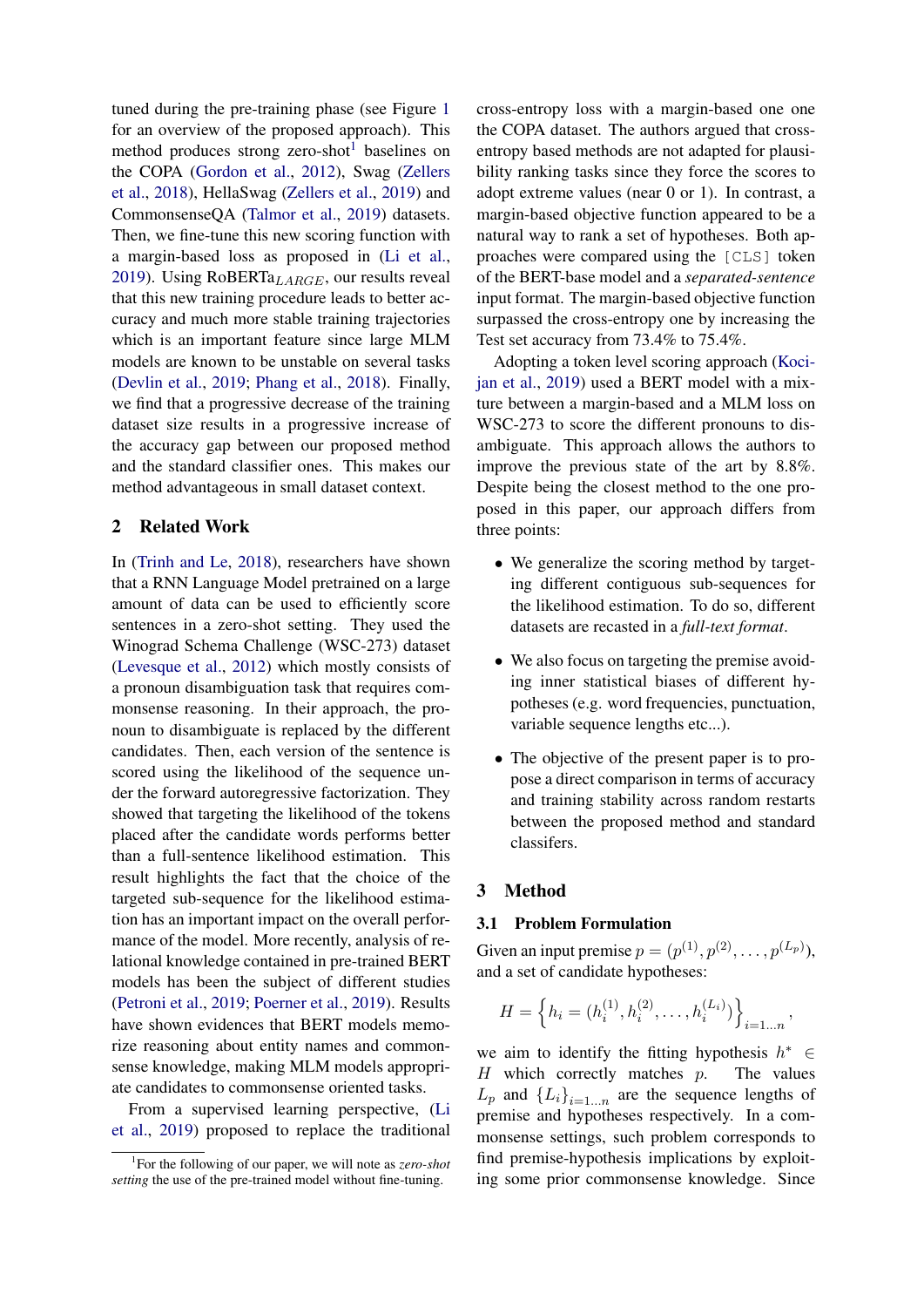tuned during the pre-training phase (see Figure 1 for an overview of the proposed approach). This method produces strong zero-shot[1] baselines on the COPA (Gordon et al., 2012), Swag (Zellers et al., 2018), HellaSwag (Zellers et al., 2019) and CommonsenseQA (Talmor et al., 2019) datasets. Then, we fine-tune this new scoring function with a margin-based loss as proposed in (Li et al., 2019). Using RoBERTa$_{LARGE}$, our results reveal that this new training procedure leads to better accuracy and much more stable training trajectories which is an important feature since large MLM models are known to be unstable on several tasks (Devlin et al., 2019; Phang et al., 2018). Finally, we find that a progressive decrease of the training dataset size results in a progressive increase of the accuracy gap between our proposed method and the standard classifier ones. This makes our method advantageous in small dataset context.

## 2 Related Work

In (Trinh and Le, 2018), researchers have shown that a RNN Language Model pretrained on a large amount of data can be used to efficiently score sentences in a zero-shot setting. They used the Winograd Schema Challenge (WSC-273) dataset (Levesque et al., 2012) which mostly consists of a pronoun disambiguation task that requires commonsense reasoning. In their approach, the pronoun to disambiguate is replaced by the different candidates. Then, each version of the sentence is scored using the likelihood of the sequence under the forward autoregressive factorization. They showed that targeting the likelihood of the tokens placed after the candidate words performs better than a full-sentence likelihood estimation. This result highlights the fact that the choice of the targeted sub-sequence for the likelihood estimation has an important impact on the overall performance of the model. More recently, analysis of relational knowledge contained in pre-trained BERT models has been the subject of different studies (Petroni et al., 2019; Poerner et al., 2019). Results have shown evidences that BERT models memorize reasoning about entity names and commonsense knowledge, making MLM models appropriate candidates to commonsense oriented tasks.

From a supervised learning perspective, (Li et al., 2019) proposed to replace the traditional cross-entropy loss with a margin-based one one the COPA dataset. The authors argued that cross-entropy based methods are not adapted for plausibility ranking tasks since they force the scores to adopt extreme values (near 0 or 1). In contrast, a margin-based objective function appeared to be a natural way to rank a set of hypotheses. Both approaches were compared using the [CLS] token of the BERT-base model and a *separated-sentence* input format. The margin-based objective function surpassed the cross-entropy one by increasing the Test set accuracy from 73.4% to 75.4%.

Adopting a token level scoring approach (Kocijan et al., 2019) used a BERT model with a mixture between a margin-based and a MLM loss on WSC-273 to score the different pronouns to disambiguate. This approach allows the authors to improve the previous state of the art by 8.8%. Despite being the closest method to the one proposed in this paper, our approach differs from three points:

- We generalize the scoring method by targeting different contiguous sub-sequences for the likelihood estimation. To do so, different datasets are recasted in a *full-text format*.
- We also focus on targeting the premise avoiding inner statistical biases of different hypotheses (e.g. word frequencies, punctuation, variable sequence lengths etc...).
- The objective of the present paper is to propose a direct comparison in terms of accuracy and training stability across random restarts between the proposed method and standard classifiers.

## 3 Method

### 3.1 Problem Formulation

Given an input premise $p = (p^{(1)}, p^{(2)}, \ldots, p^{(L_p)})$, and a set of candidate hypotheses:

$$H = \left\{ h_i = (h_i^{(1)}, h_i^{(2)}, \ldots, h_i^{(L_i)}) \right\}_{i=1\ldots n},$$

we aim to identify the fitting hypothesis $h^* \in H$ which correctly matches $p$. The values $L_p$ and $\{L_i\}_{i=1\ldots n}$ are the sequence lengths of premise and hypotheses respectively. In a commonsense settings, such problem corresponds to find premise-hypothesis implications by exploiting some prior commonsense knowledge. Since

[1] For the following of our paper, we will note as *zero-shot setting* the use of the pre-trained model without fine-tuning.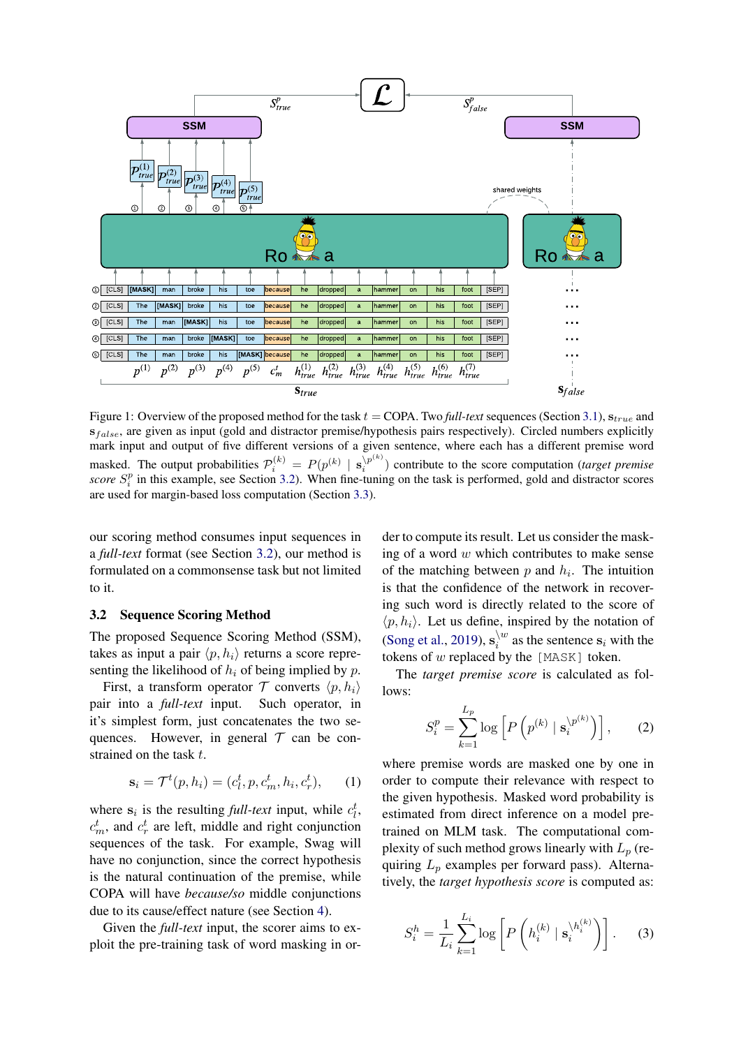Figure 1: Overview of the proposed method for the task $t$ = COPA. Two *full-text* sequences (Section 3.1), $\mathbf{s}_{true}$ and $\mathbf{s}_{false}$, are given as input (gold and distractor premise/hypothesis pairs respectively). Circled numbers explicitly mark input and output of five different versions of a given sentence, where each has a different premise word masked. The output probabilities $\mathcal{P}_i^{(k)} = P(p^{(k)} \mid \mathbf{s}_i^{\setminus p^{(k)}})$ contribute to the score computation (*target premise score* $S_i^p$ in this example, see Section 3.2). When fine-tuning on the task is performed, gold and distractor scores are used for margin-based loss computation (Section 3.3).

our scoring method consumes input sequences in a *full-text* format (see Section 3.2), our method is formulated on a commonsense task but not limited to it.

## 3.2 Sequence Scoring Method

The proposed Sequence Scoring Method (SSM), takes as input a pair $\langle p, h_i \rangle$ returns a score representing the likelihood of $h_i$ of being implied by $p$.

First, a transform operator $\mathcal{T}$ converts $\langle p, h_i \rangle$ pair into a *full-text* input. Such operator, in it's simplest form, just concatenates the two sequences. However, in general $\mathcal{T}$ can be constrained on the task $t$.

$$\mathbf{s}_i = \mathcal{T}^t(p, h_i) = (c_l^t, p, c_m^t, h_i, c_r^t), \qquad (1)$$

where $\mathbf{s}_i$ is the resulting *full-text* input, while $c_l^t$, $c_m^t$, and $c_r^t$ are left, middle and right conjunction sequences of the task. For example, Swag will have no conjunction, since the correct hypothesis is the natural continuation of the premise, while COPA will have *because/so* middle conjunctions due to its cause/effect nature (see Section 4).

Given the *full-text* input, the scorer aims to exploit the pre-training task of word masking in order to compute its result. Let us consider the masking of a word $w$ which contributes to make sense of the matching between $p$ and $h_i$. The intuition is that the confidence of the network in recovering such word is directly related to the score of $\langle p, h_i \rangle$. Let us define, inspired by the notation of (Song et al., 2019), $\mathbf{s}_i^{\setminus w}$ as the sentence $\mathbf{s}_i$ with the tokens of $w$ replaced by the `[MASK]` token.

The *target premise score* is calculated as follows:

$$S_i^p = \sum_{k=1}^{L_p} \log \left[ P\left( p^{(k)} \mid \mathbf{s}_i^{\setminus p^{(k)}} \right) \right], \qquad (2)$$

where premise words are masked one by one in order to compute their relevance with respect to the given hypothesis. Masked word probability is estimated from direct inference on a model pretrained on MLM task. The computational complexity of such method grows linearly with $L_p$ (requiring $L_p$ examples per forward pass). Alternatively, the *target hypothesis score* is computed as:

$$S_i^h = \frac{1}{L_i} \sum_{k=1}^{L_i} \log \left[ P\left( h_i^{(k)} \mid \mathbf{s}_i^{\setminus h_i^{(k)}} \right) \right]. \qquad (3)$$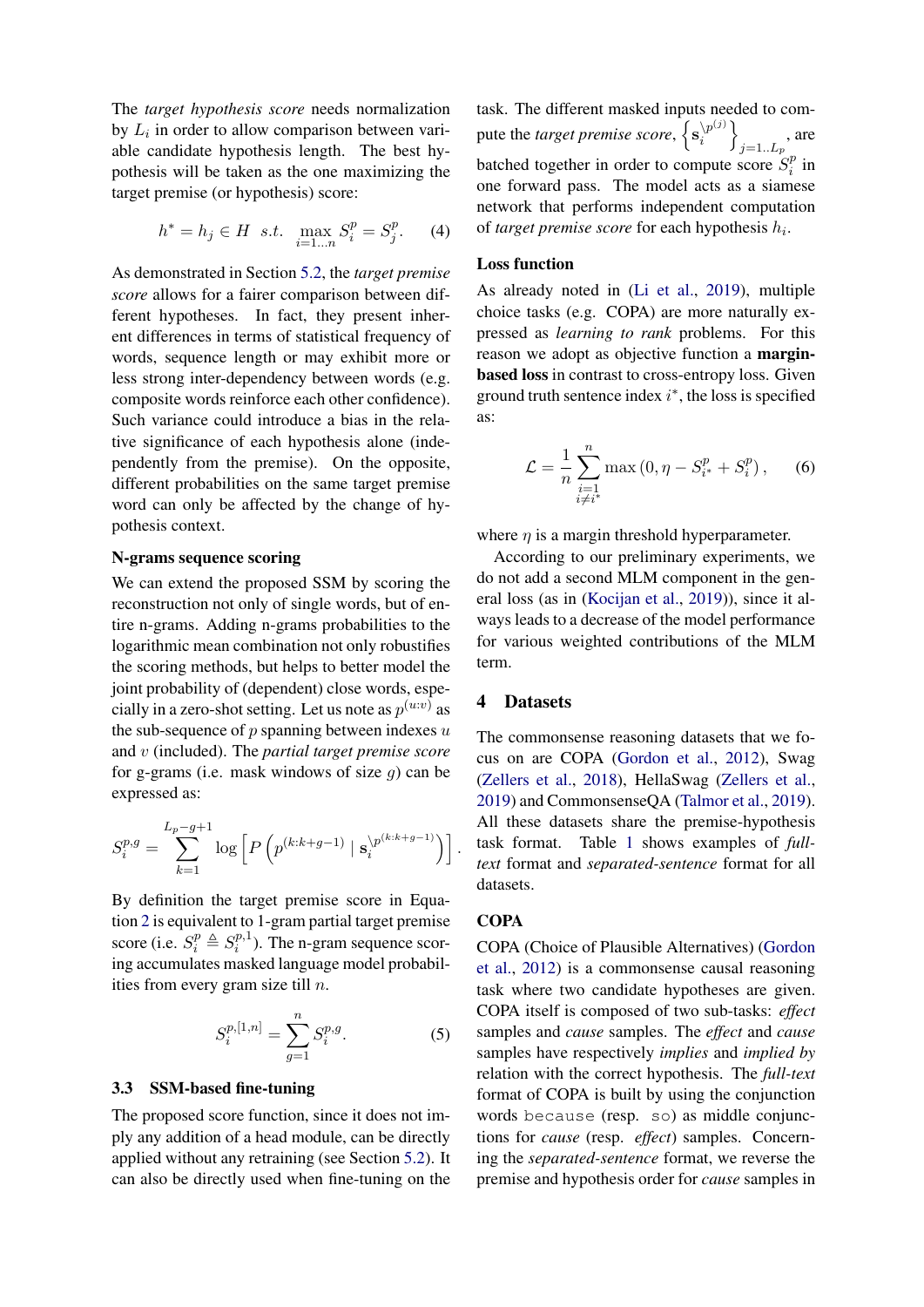The *target hypothesis score* needs normalization by $L_i$ in order to allow comparison between variable candidate hypothesis length. The best hypothesis will be taken as the one maximizing the target premise (or hypothesis) score:

$$h^* = h_j \in H \quad s.t. \quad \max_{i=1\ldots n} S_i^p = S_j^p. \tag{4}$$

As demonstrated in Section 5.2, the *target premise score* allows for a fairer comparison between different hypotheses. In fact, they present inherent differences in terms of statistical frequency of words, sequence length or may exhibit more or less strong inter-dependency between words (e.g. composite words reinforce each other confidence). Such variance could introduce a bias in the relative significance of each hypothesis alone (independently from the premise). On the opposite, different probabilities on the same target premise word can only be affected by the change of hypothesis context.

### N-grams sequence scoring

We can extend the proposed SSM by scoring the reconstruction not only of single words, but of entire n-grams. Adding n-grams probabilities to the logarithmic mean combination not only robustifies the scoring methods, but helps to better model the joint probability of (dependent) close words, especially in a zero-shot setting. Let us note as $p^{(u:v)}$ as the sub-sequence of $p$ spanning between indexes $u$ and $v$ (included). The *partial target premise score* for g-grams (i.e. mask windows of size $g$) can be expressed as:

$$S_i^{p,g} = \sum_{k=1}^{L_p-g+1} \log\left[P\left(p^{(k:k+g-1)} \mid \mathbf{s}_i^{\backslash p^{(k:k+g-1)}}\right)\right].$$

By definition the target premise score in Equation 2 is equivalent to 1-gram partial target premise score (i.e. $S_i^p \triangleq S_i^{p,1}$). The n-gram sequence scoring accumulates masked language model probabilities from every gram size till $n$.

$$S_i^{p,[1,n]} = \sum_{g=1}^{n} S_i^{p,g}. \tag{5}$$

## 3.3 SSM-based fine-tuning

The proposed score function, since it does not imply any addition of a head module, can be directly applied without any retraining (see Section 5.2). It can also be directly used when fine-tuning on the task. The different masked inputs needed to compute the *target premise score*, $\left\{\mathbf{s}_i^{\backslash p^{(j)}}\right\}_{j=1..L_p}$, are batched together in order to compute score $S_i^p$ in one forward pass. The model acts as a siamese network that performs independent computation of *target premise score* for each hypothesis $h_i$.

### Loss function

As already noted in (Li et al., 2019), multiple choice tasks (e.g. COPA) are more naturally expressed as *learning to rank* problems. For this reason we adopt as objective function a **margin-based loss** in contrast to cross-entropy loss. Given ground truth sentence index $i^*$, the loss is specified as:

$$\mathcal{L} = \frac{1}{n}\sum_{\substack{i=1 \\ i \neq i^*}}^{n} \max\left(0, \eta - S_{i^*}^p + S_i^p\right), \tag{6}$$

where $\eta$ is a margin threshold hyperparameter.

According to our preliminary experiments, we do not add a second MLM component in the general loss (as in (Kocijan et al., 2019)), since it always leads to a decrease of the model performance for various weighted contributions of the MLM term.

# 4 Datasets

The commonsense reasoning datasets that we focus on are COPA (Gordon et al., 2012), Swag (Zellers et al., 2018), HellaSwag (Zellers et al., 2019) and CommonsenseQA (Talmor et al., 2019). All these datasets share the premise-hypothesis task format. Table 1 shows examples of *full-text* format and *separated-sentence* format for all datasets.

### COPA

COPA (Choice of Plausible Alternatives) (Gordon et al., 2012) is a commonsense causal reasoning task where two candidate hypotheses are given. COPA itself is composed of two sub-tasks: *effect* samples and *cause* samples. The *effect* and *cause* samples have respectively *implies* and *implied by* relation with the correct hypothesis. The *full-text* format of COPA is built by using the conjunction words `because` (resp. `so`) as middle conjunctions for *cause* (resp. *effect*) samples. Concerning the *separated-sentence* format, we reverse the premise and hypothesis order for *cause* samples in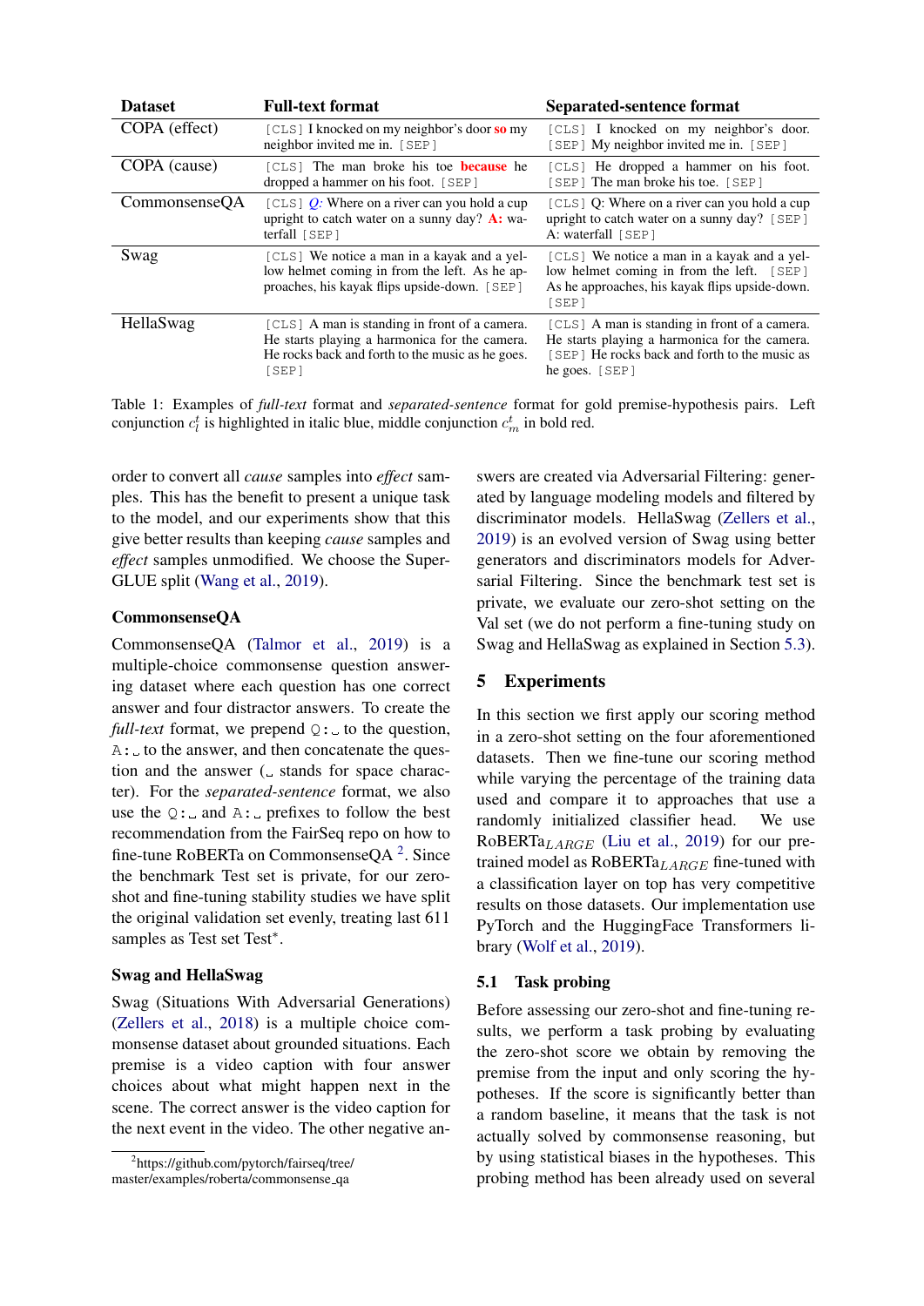| Dataset | Full-text format | Separated-sentence format |
|---|---|---|
| COPA (effect) | [CLS] I knocked on my neighbor's door **so** my neighbor invited me in. [SEP] | [CLS] I knocked on my neighbor's door. [SEP] My neighbor invited me in. [SEP] |
| COPA (cause) | [CLS] The man broke his toe **because** he dropped a hammer on his foot. [SEP] | [CLS] He dropped a hammer on his foot. [SEP] The man broke his toe. [SEP] |
| CommonsenseQA | [CLS] *Q:* Where on a river can you hold a cup upright to catch water on a sunny day? **A:** waterfall [SEP] | [CLS] Q: Where on a river can you hold a cup upright to catch water on a sunny day? [SEP] A: waterfall [SEP] |
| Swag | [CLS] We notice a man in a kayak and a yellow helmet coming in from the left. As he approaches, his kayak flips upside-down. [SEP] | [CLS] We notice a man in a kayak and a yellow helmet coming in from the left. [SEP] As he approaches, his kayak flips upside-down. [SEP] |
| HellaSwag | [CLS] A man is standing in front of a camera. He starts playing a harmonica for the camera. He rocks back and forth to the music as he goes. [SEP] | [CLS] A man is standing in front of a camera. He starts playing a harmonica for the camera. [SEP] He rocks back and forth to the music as he goes. [SEP] |

Table 1: Examples of *full-text* format and *separated-sentence* format for gold premise-hypothesis pairs. Left conjunction $c_l^t$ is highlighted in italic blue, middle conjunction $c_m^t$ in bold red.

order to convert all *cause* samples into *effect* samples. This has the benefit to present a unique task to the model, and our experiments show that this give better results than keeping *cause* samples and *effect* samples unmodified. We choose the SuperGLUE split (Wang et al., 2019).

### CommonsenseQA

CommonsenseQA (Talmor et al., 2019) is a multiple-choice commonsense question answering dataset where each question has one correct answer and four distractor answers. To create the *full-text* format, we prepend `Q:␣` to the question, `A:␣` to the answer, and then concatenate the question and the answer (␣ stands for space character). For the *separated-sentence* format, we also use the `Q:␣` and `A:␣` prefixes to follow the best recommendation from the FairSeq repo on how to fine-tune RoBERTa on CommonsenseQA [2]. Since the benchmark Test set is private, for our zero-shot and fine-tuning stability studies we have split the original validation set evenly, treating last 611 samples as Test set Test*.

### Swag and HellaSwag

Swag (Situations With Adversarial Generations) (Zellers et al., 2018) is a multiple choice commonsense dataset about grounded situations. Each premise is a video caption with four answer choices about what might happen next in the scene. The correct answer is the video caption for the next event in the video. The other negative answers are created via Adversarial Filtering: generated by language modeling models and filtered by discriminator models. HellaSwag (Zellers et al., 2019) is an evolved version of Swag using better generators and discriminators models for Adversarial Filtering. Since the benchmark test set is private, we evaluate our zero-shot setting on the Val set (we do not perform a fine-tuning study on Swag and HellaSwag as explained in Section 5.3).

[2] https://github.com/pytorch/fairseq/tree/master/examples/roberta/commonsense_qa

## 5 Experiments

In this section we first apply our scoring method in a zero-shot setting on the four aforementioned datasets. Then we fine-tune our scoring method while varying the percentage of the training data used and compare it to approaches that use a randomly initialized classifier head. We use RoBERTa$_{LARGE}$ (Liu et al., 2019) for our pretrained model as RoBERTa$_{LARGE}$ fine-tuned with a classification layer on top has very competitive results on those datasets. Our implementation use PyTorch and the HuggingFace Transformers library (Wolf et al., 2019).

### 5.1 Task probing

Before assessing our zero-shot and fine-tuning results, we perform a task probing by evaluating the zero-shot score we obtain by removing the premise from the input and only scoring the hypotheses. If the score is significantly better than a random baseline, it means that the task is not actually solved by commonsense reasoning, but by using statistical biases in the hypotheses. This probing method has been already used on several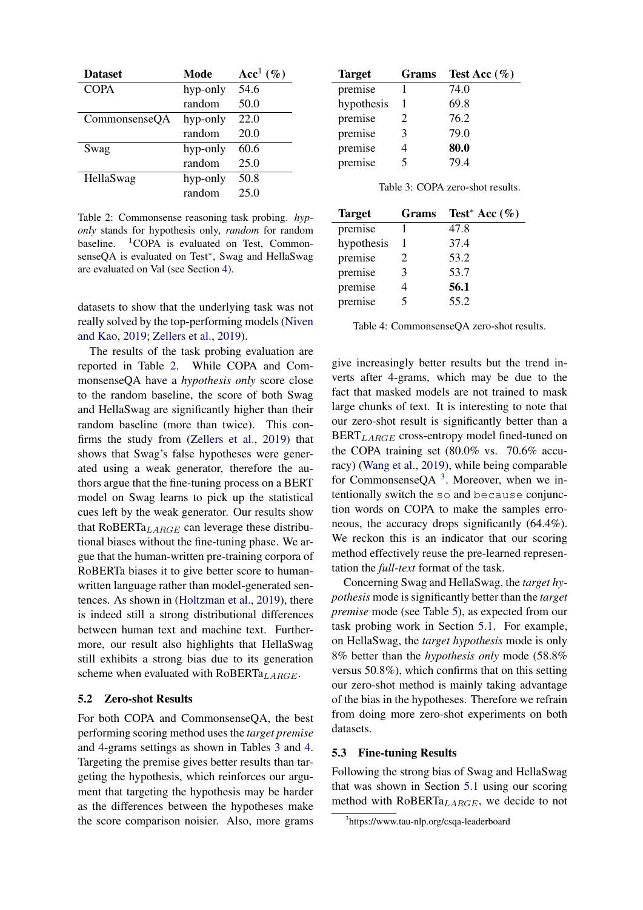| Dataset | Mode | Acc[1] (%) |
|---|---|---|
| COPA | hyp-only | 54.6 |
| | random | 50.0 |
| CommonsenseQA | hyp-only | 22.0 |
| | random | 20.0 |
| Swag | hyp-only | 60.6 |
| | random | 25.0 |
| HellaSwag | hyp-only | 50.8 |
| | random | 25.0 |

Table 2: Commonsense reasoning task probing. *hyp-only* stands for hypothesis only, *random* for random baseline. [1]COPA is evaluated on Test, CommonsenseQA is evaluated on Test*, Swag and HellaSwag are evaluated on Val (see Section 4).

datasets to show that the underlying task was not really solved by the top-performing models (Niven and Kao, 2019; Zellers et al., 2019).

The results of the task probing evaluation are reported in Table 2. While COPA and CommonsenseQA have a *hypothesis only* score close to the random baseline, the score of both Swag and HellaSwag are significantly higher than their random baseline (more than twice). This confirms the study from (Zellers et al., 2019) that shows that Swag's false hypotheses were generated using a weak generator, therefore the authors argue that the fine-tuning process on a BERT model on Swag learns to pick up the statistical cues left by the weak generator. Our results show that RoBERTa$_{LARGE}$ can leverage these distributional biases without the fine-tuning phase. We argue that the human-written pre-training corpora of RoBERTa biases it to give better score to human-written language rather than model-generated sentences. As shown in (Holtzman et al., 2019), there is indeed still a strong distributional differences between human text and machine text. Furthermore, our result also highlights that HellaSwag still exhibits a strong bias due to its generation scheme when evaluated with RoBERTa$_{LARGE}$.

### 5.2 Zero-shot Results

For both COPA and CommonsenseQA, the best performing scoring method uses the *target premise* and 4-grams settings as shown in Tables 3 and 4. Targeting the premise gives better results than targeting the hypothesis, which reinforces our argument that targeting the hypothesis may be harder as the differences between the hypotheses make the score comparison noisier. Also, more grams

| Target | Grams | Test Acc (%) |
|---|---|---|
| premise | 1 | 74.0 |
| hypothesis | 1 | 69.8 |
| premise | 2 | 76.2 |
| premise | 3 | 79.0 |
| premise | 4 | **80.0** |
| premise | 5 | 79.4 |

Table 3: COPA zero-shot results.

| Target | Grams | Test* Acc (%) |
|---|---|---|
| premise | 1 | 47.8 |
| hypothesis | 1 | 37.4 |
| premise | 2 | 53.2 |
| premise | 3 | 53.7 |
| premise | 4 | **56.1** |
| premise | 5 | 55.2 |

Table 4: CommonsenseQA zero-shot results.

give increasingly better results but the trend inverts after 4-grams, which may be due to the fact that masked models are not trained to mask large chunks of text. It is interesting to note that our zero-shot result is significantly better than a BERT$_{LARGE}$ cross-entropy model fined-tuned on the COPA training set (80.0% vs. 70.6% accuracy) (Wang et al., 2019), while being comparable for CommonsenseQA [3]. Moreover, when we intentionally switch the `so` and `because` conjunction words on COPA to make the samples erroneous, the accuracy drops significantly (64.4%). We reckon this is an indicator that our scoring method effectively reuse the pre-learned representation the *full-text* format of the task.

Concerning Swag and HellaSwag, the *target hypothesis* mode is significantly better than the *target premise* mode (see Table 5), as expected from our task probing work in Section 5.1. For example, on HellaSwag, the *target hypothesis* mode is only 8% better than the *hypothesis only* mode (58.8% versus 50.8%), which confirms that on this setting our zero-shot method is mainly taking advantage of the bias in the hypotheses. Therefore we refrain from doing more zero-shot experiments on both datasets.

### 5.3 Fine-tuning Results

Following the strong bias of Swag and HellaSwag that was shown in Section 5.1 using our scoring method with RoBERTa$_{LARGE}$, we decide to not

[3] https://www.tau-nlp.org/csqa-leaderboard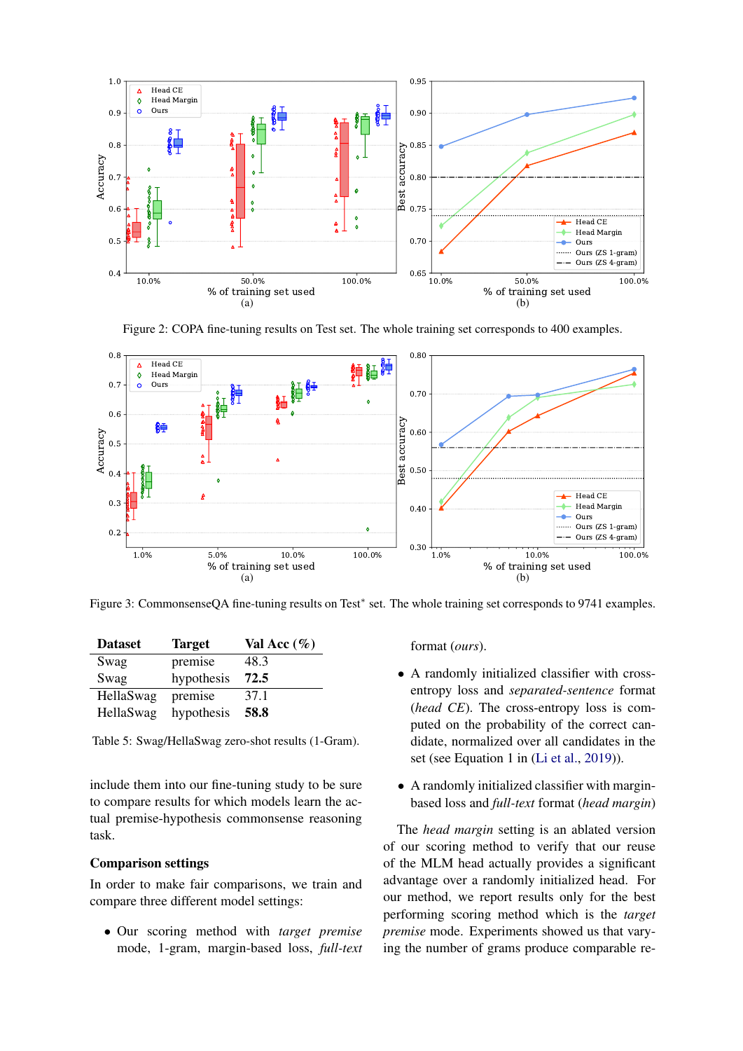Figure 2: COPA fine-tuning results on Test set. The whole training set corresponds to 400 examples.

Figure 3: CommonsenseQA fine-tuning results on Test* set. The whole training set corresponds to 9741 examples.

| Dataset | Target | Val Acc (%) |
|---|---|---|
| Swag | premise | 48.3 |
| Swag | hypothesis | **72.5** |
| HellaSwag | premise | 37.1 |
| HellaSwag | hypothesis | **58.8** |

Table 5: Swag/HellaSwag zero-shot results (1-Gram).

include them into our fine-tuning study to be sure to compare results for which models learn the actual premise-hypothesis commonsense reasoning task.

**Comparison settings**

In order to make fair comparisons, we train and compare three different model settings:

- Our scoring method with *target premise* mode, 1-gram, margin-based loss, *full-text* format (*ours*).
- A randomly initialized classifier with cross-entropy loss and *separated-sentence* format (*head CE*). The cross-entropy loss is computed on the probability of the correct candidate, normalized over all candidates in the set (see Equation 1 in (Li et al., 2019)).
- A randomly initialized classifier with margin-based loss and *full-text* format (*head margin*)

The *head margin* setting is an ablated version of our scoring method to verify that our reuse of the MLM head actually provides a significant advantage over a randomly initialized head. For our method, we report results only for the best performing scoring method which is the *target premise* mode. Experiments showed us that varying the number of grams produce comparable re-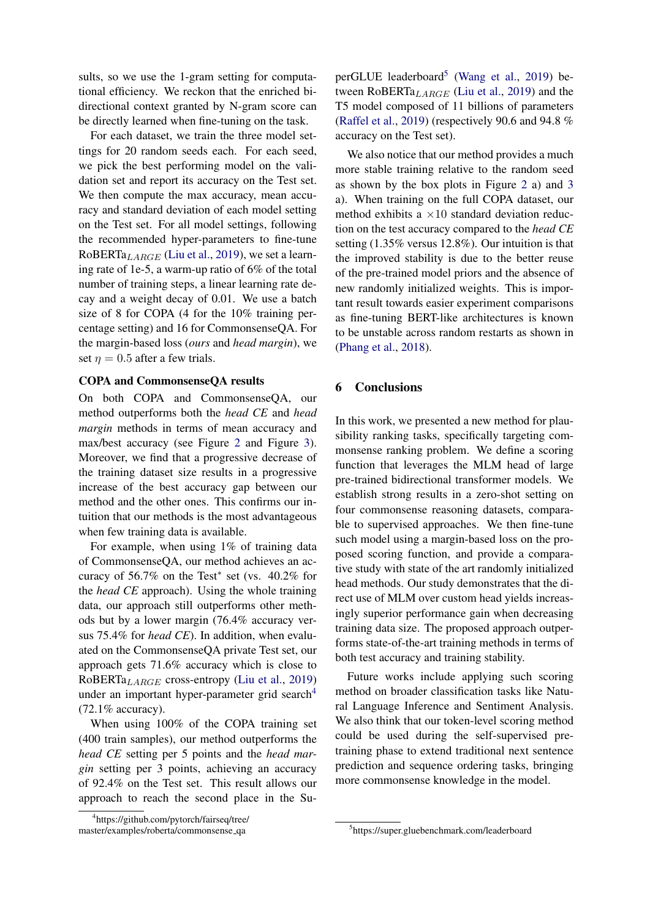sults, so we use the 1-gram setting for computational efficiency. We reckon that the enriched bi-directional context granted by N-gram score can be directly learned when fine-tuning on the task.

For each dataset, we train the three model settings for 20 random seeds each. For each seed, we pick the best performing model on the validation set and report its accuracy on the Test set. We then compute the max accuracy, mean accuracy and standard deviation of each model setting on the Test set. For all model settings, following the recommended hyper-parameters to fine-tune RoBERTa$_{LARGE}$ (Liu et al., 2019), we set a learning rate of 1e-5, a warm-up ratio of 6% of the total number of training steps, a linear learning rate decay and a weight decay of 0.01. We use a batch size of 8 for COPA (4 for the 10% training percentage setting) and 16 for CommonsenseQA. For the margin-based loss (*ours* and *head margin*), we set $\eta = 0.5$ after a few trials.

**COPA and CommonsenseQA results**

On both COPA and CommonsenseQA, our method outperforms both the *head CE* and *head margin* methods in terms of mean accuracy and max/best accuracy (see Figure 2 and Figure 3). Moreover, we find that a progressive decrease of the training dataset size results in a progressive increase of the best accuracy gap between our method and the other ones. This confirms our intuition that our methods is the most advantageous when few training data is available.

For example, when using 1% of training data of CommonsenseQA, our method achieves an accuracy of 56.7% on the Test$^*$ set (vs. 40.2% for the *head CE* approach). Using the whole training data, our approach still outperforms other methods but by a lower margin (76.4% accuracy versus 75.4% for *head CE*). In addition, when evaluated on the CommonsenseQA private Test set, our approach gets 71.6% accuracy which is close to RoBERTa$_{LARGE}$ cross-entropy (Liu et al., 2019) under an important hyper-parameter grid search[4] (72.1% accuracy).

When using 100% of the COPA training set (400 train samples), our method outperforms the *head CE* setting per 5 points and the *head margin* setting per 3 points, achieving an accuracy of 92.4% on the Test set. This result allows our approach to reach the second place in the SuperGLUE leaderboard[5] (Wang et al., 2019) between RoBERTa$_{LARGE}$ (Liu et al., 2019) and the T5 model composed of 11 billions of parameters (Raffel et al., 2019) (respectively 90.6 and 94.8 % accuracy on the Test set).

We also notice that our method provides a much more stable training relative to the random seed as shown by the box plots in Figure 2 a) and 3 a). When training on the full COPA dataset, our method exhibits a $\times 10$ standard deviation reduction on the test accuracy compared to the *head CE* setting (1.35% versus 12.8%). Our intuition is that the improved stability is due to the better reuse of the pre-trained model priors and the absence of new randomly initialized weights. This is important result towards easier experiment comparisons as fine-tuning BERT-like architectures is known to be unstable across random restarts as shown in (Phang et al., 2018).

## 6 Conclusions

In this work, we presented a new method for plausibility ranking tasks, specifically targeting commonsense ranking problem. We define a scoring function that leverages the MLM head of large pre-trained bidirectional transformer models. We establish strong results in a zero-shot setting on four commonsense reasoning datasets, comparable to supervised approaches. We then fine-tune such model using a margin-based loss on the proposed scoring function, and provide a comparative study with state of the art randomly initialized head methods. Our study demonstrates that the direct use of MLM over custom head yields increasingly superior performance gain when decreasing training data size. The proposed approach outperforms state-of-the-art training methods in terms of both test accuracy and training stability.

Future works include applying such scoring method on broader classification tasks like Natural Language Inference and Sentiment Analysis. We also think that our token-level scoring method could be used during the self-supervised pre-training phase to extend traditional next sentence prediction and sequence ordering tasks, bringing more commonsense knowledge in the model.

[4] https://github.com/pytorch/fairseq/tree/master/examples/roberta/commonsense_qa

[5] https://super.gluebenchmark.com/leaderboard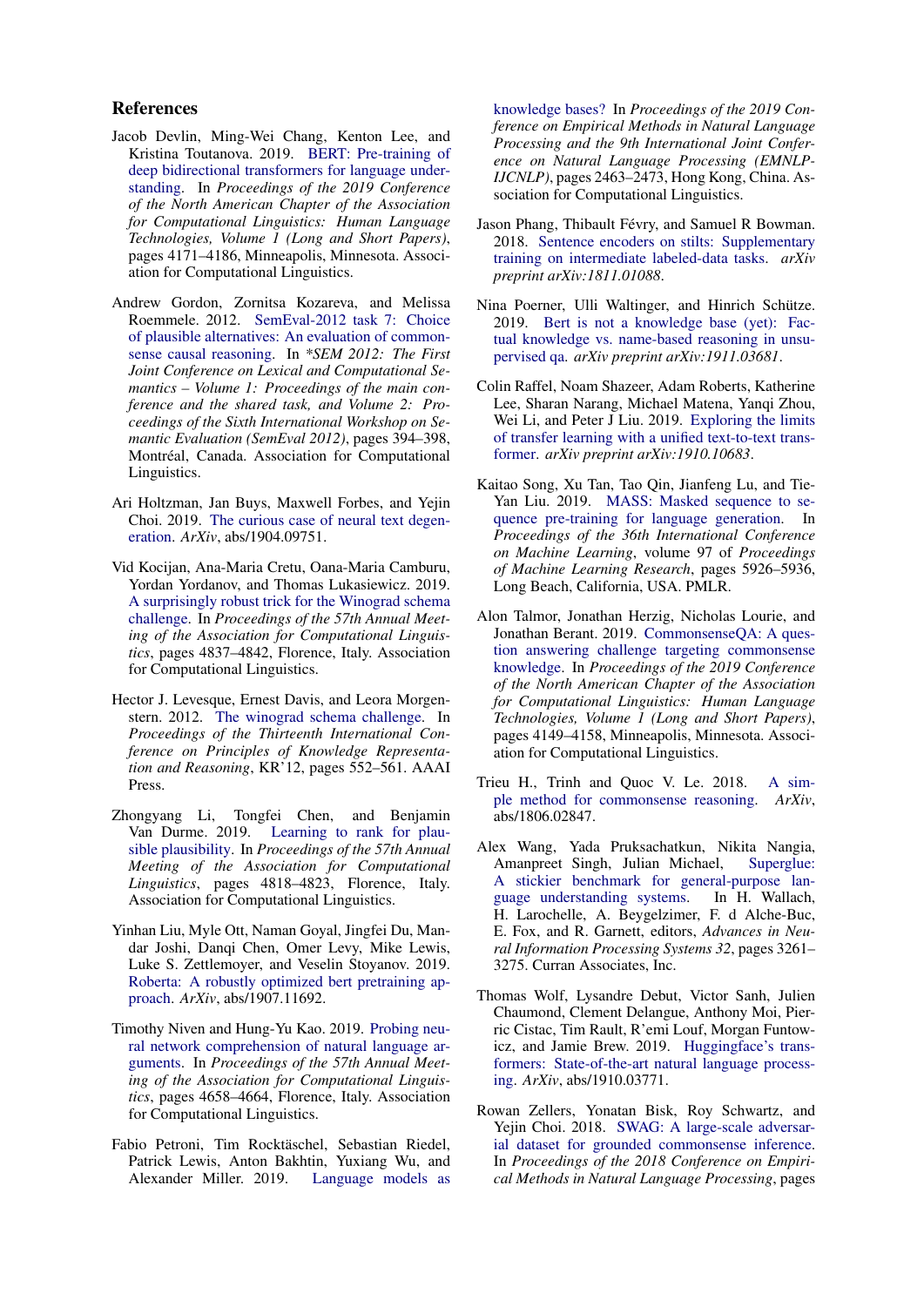## References

Jacob Devlin, Ming-Wei Chang, Kenton Lee, and Kristina Toutanova. 2019. BERT: Pre-training of deep bidirectional transformers for language understanding. In *Proceedings of the 2019 Conference of the North American Chapter of the Association for Computational Linguistics: Human Language Technologies, Volume 1 (Long and Short Papers)*, pages 4171–4186, Minneapolis, Minnesota. Association for Computational Linguistics.

Andrew Gordon, Zornitsa Kozareva, and Melissa Roemmele. 2012. SemEval-2012 task 7: Choice of plausible alternatives: An evaluation of commonsense causal reasoning. In *\*SEM 2012: The First Joint Conference on Lexical and Computational Semantics – Volume 1: Proceedings of the main conference and the shared task, and Volume 2: Proceedings of the Sixth International Workshop on Semantic Evaluation (SemEval 2012)*, pages 394–398, Montréal, Canada. Association for Computational Linguistics.

Ari Holtzman, Jan Buys, Maxwell Forbes, and Yejin Choi. 2019. The curious case of neural text degeneration. *ArXiv*, abs/1904.09751.

Vid Kocijan, Ana-Maria Cretu, Oana-Maria Camburu, Yordan Yordanov, and Thomas Lukasiewicz. 2019. A surprisingly robust trick for the Winograd schema challenge. In *Proceedings of the 57th Annual Meeting of the Association for Computational Linguistics*, pages 4837–4842, Florence, Italy. Association for Computational Linguistics.

Hector J. Levesque, Ernest Davis, and Leora Morgenstern. 2012. The winograd schema challenge. In *Proceedings of the Thirteenth International Conference on Principles of Knowledge Representation and Reasoning*, KR'12, pages 552–561. AAAI Press.

Zhongyang Li, Tongfei Chen, and Benjamin Van Durme. 2019. Learning to rank for plausible plausibility. In *Proceedings of the 57th Annual Meeting of the Association for Computational Linguistics*, pages 4818–4823, Florence, Italy. Association for Computational Linguistics.

Yinhan Liu, Myle Ott, Naman Goyal, Jingfei Du, Mandar Joshi, Danqi Chen, Omer Levy, Mike Lewis, Luke S. Zettlemoyer, and Veselin Stoyanov. 2019. Roberta: A robustly optimized bert pretraining approach. *ArXiv*, abs/1907.11692.

Timothy Niven and Hung-Yu Kao. 2019. Probing neural network comprehension of natural language arguments. In *Proceedings of the 57th Annual Meeting of the Association for Computational Linguistics*, pages 4658–4664, Florence, Italy. Association for Computational Linguistics.

Fabio Petroni, Tim Rocktäschel, Sebastian Riedel, Patrick Lewis, Anton Bakhtin, Yuxiang Wu, and Alexander Miller. 2019. Language models as knowledge bases? In *Proceedings of the 2019 Conference on Empirical Methods in Natural Language Processing and the 9th International Joint Conference on Natural Language Processing (EMNLP-IJCNLP)*, pages 2463–2473, Hong Kong, China. Association for Computational Linguistics.

Jason Phang, Thibault Févry, and Samuel R Bowman. 2018. Sentence encoders on stilts: Supplementary training on intermediate labeled-data tasks. *arXiv preprint arXiv:1811.01088*.

Nina Poerner, Ulli Waltinger, and Hinrich Schütze. 2019. Bert is not a knowledge base (yet): Factual knowledge vs. name-based reasoning in unsupervised qa. *arXiv preprint arXiv:1911.03681*.

Colin Raffel, Noam Shazeer, Adam Roberts, Katherine Lee, Sharan Narang, Michael Matena, Yanqi Zhou, Wei Li, and Peter J Liu. 2019. Exploring the limits of transfer learning with a unified text-to-text transformer. *arXiv preprint arXiv:1910.10683*.

Kaitao Song, Xu Tan, Tao Qin, Jianfeng Lu, and Tie-Yan Liu. 2019. MASS: Masked sequence to sequence pre-training for language generation. In *Proceedings of the 36th International Conference on Machine Learning*, volume 97 of *Proceedings of Machine Learning Research*, pages 5926–5936, Long Beach, California, USA. PMLR.

Alon Talmor, Jonathan Herzig, Nicholas Lourie, and Jonathan Berant. 2019. CommonsenseQA: A question answering challenge targeting commonsense knowledge. In *Proceedings of the 2019 Conference of the North American Chapter of the Association for Computational Linguistics: Human Language Technologies, Volume 1 (Long and Short Papers)*, pages 4149–4158, Minneapolis, Minnesota. Association for Computational Linguistics.

Trieu H., Trinh and Quoc V. Le. 2018. A simple method for commonsense reasoning. *ArXiv*, abs/1806.02847.

Alex Wang, Yada Pruksachatkun, Nikita Nangia, Amanpreet Singh, Julian Michael, Superglue: A stickier benchmark for general-purpose language understanding systems. In H. Wallach, H. Larochelle, A. Beygelzimer, F. d Alche-Buc, E. Fox, and R. Garnett, editors, *Advances in Neural Information Processing Systems 32*, pages 3261–3275. Curran Associates, Inc.

Thomas Wolf, Lysandre Debut, Victor Sanh, Julien Chaumond, Clement Delangue, Anthony Moi, Pierric Cistac, Tim Rault, R'emi Louf, Morgan Funtowicz, and Jamie Brew. 2019. Huggingface's transformers: State-of-the-art natural language processing. *ArXiv*, abs/1910.03771.

Rowan Zellers, Yonatan Bisk, Roy Schwartz, and Yejin Choi. 2018. SWAG: A large-scale adversarial dataset for grounded commonsense inference. In *Proceedings of the 2018 Conference on Empirical Methods in Natural Language Processing*, pages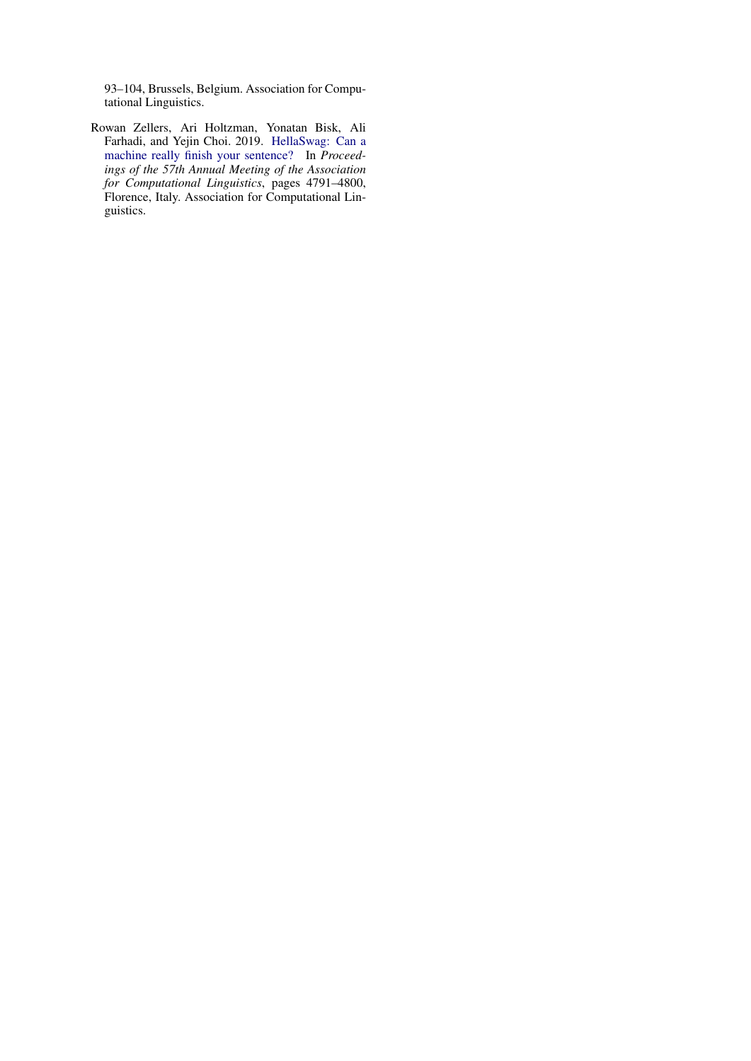93–104, Brussels, Belgium. Association for Computational Linguistics.

Rowan Zellers, Ari Holtzman, Yonatan Bisk, Ali Farhadi, and Yejin Choi. 2019. HellaSwag: Can a machine really finish your sentence? In *Proceedings of the 57th Annual Meeting of the Association for Computational Linguistics*, pages 4791–4800, Florence, Italy. Association for Computational Linguistics.